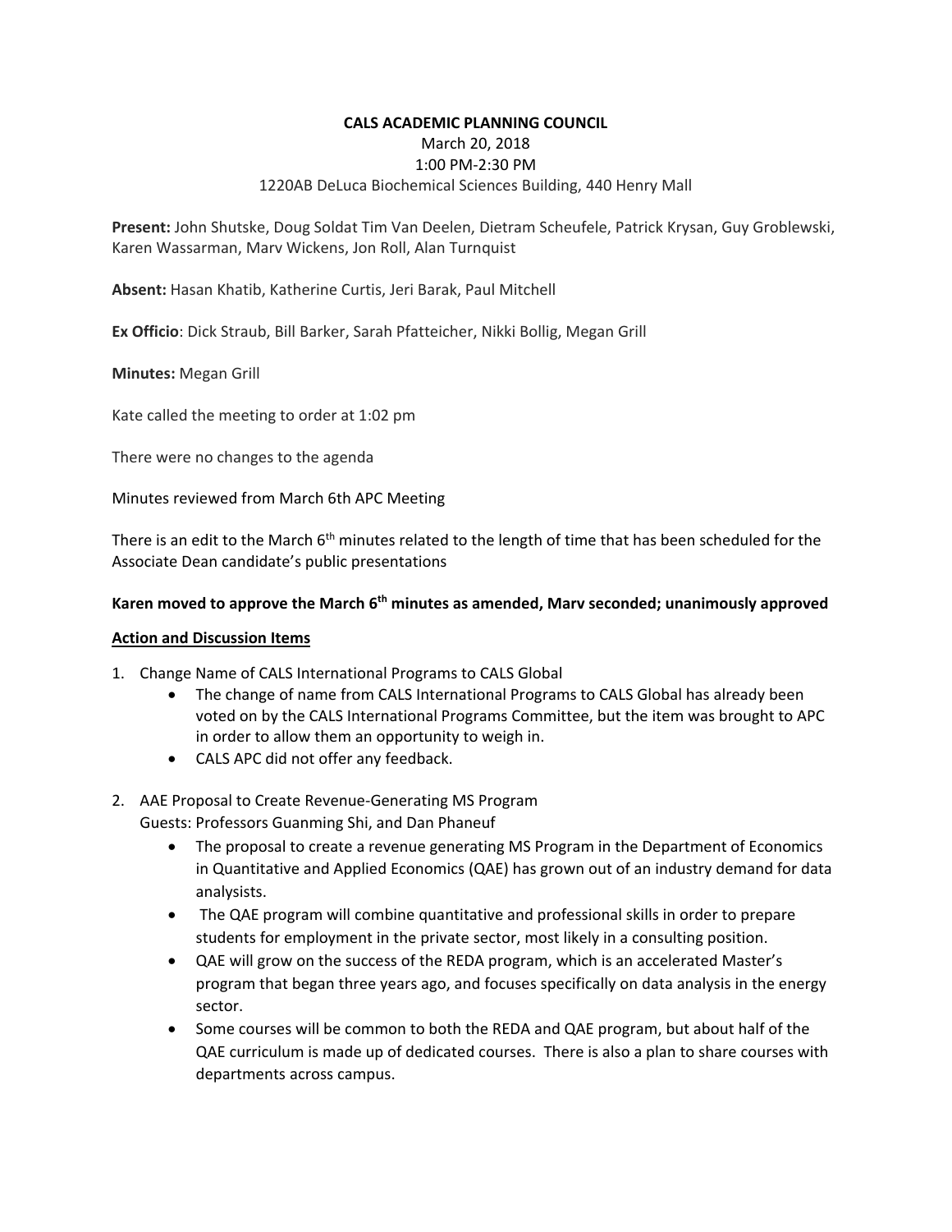**CALS ACADEMIC PLANNING COUNCIL**

March 20, 2018

1:00 PM-2:30 PM

1220AB DeLuca Biochemical Sciences Building, 440 Henry Mall

**Present:** John Shutske, Doug Soldat Tim Van Deelen, Dietram Scheufele, Patrick Krysan, Guy Groblewski, Karen Wassarman, Marv Wickens, Jon Roll, Alan Turnquist

**Absent:** Hasan Khatib, Katherine Curtis, Jeri Barak, Paul Mitchell

**Ex Officio**: Dick Straub, Bill Barker, Sarah Pfatteicher, Nikki Bollig, Megan Grill

**Minutes:** Megan Grill

Kate called the meeting to order at 1:02 pm

There were no changes to the agenda

Minutes reviewed from March 6th APC Meeting

There is an edit to the March 6th minutes related to the length of time that has been scheduled for the Associate Dean candidate's public presentations

**Karen moved to approve the March 6th minutes as amended, Marv seconded; unanimously approved**

**Action and Discussion Items**

1. Change Name of CALS International Programs to CALS Global
   - The change of name from CALS International Programs to CALS Global has already been voted on by the CALS International Programs Committee, but the item was brought to APC in order to allow them an opportunity to weigh in.
   - CALS APC did not offer any feedback.

2. AAE Proposal to Create Revenue-Generating MS Program
   Guests: Professors Guanming Shi, and Dan Phaneuf
   - The proposal to create a revenue generating MS Program in the Department of Economics in Quantitative and Applied Economics (QAE) has grown out of an industry demand for data analysists.
   - The QAE program will combine quantitative and professional skills in order to prepare students for employment in the private sector, most likely in a consulting position.
   - QAE will grow on the success of the REDA program, which is an accelerated Master's program that began three years ago, and focuses specifically on data analysis in the energy sector.
   - Some courses will be common to both the REDA and QAE program, but about half of the QAE curriculum is made up of dedicated courses. There is also a plan to share courses with departments across campus.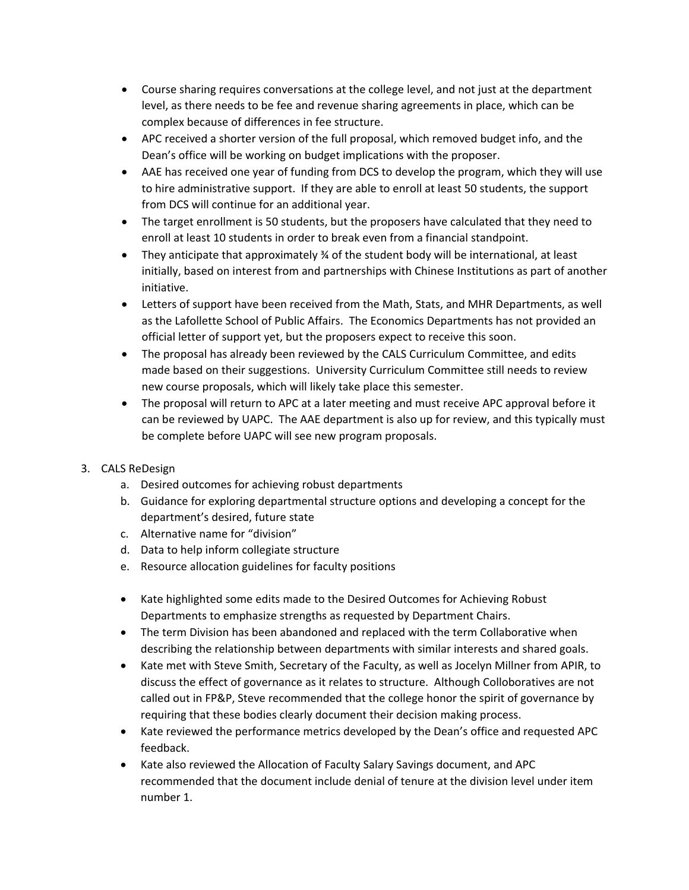- Course sharing requires conversations at the college level, and not just at the department level, as there needs to be fee and revenue sharing agreements in place, which can be complex because of differences in fee structure.
- APC received a shorter version of the full proposal, which removed budget info, and the Dean's office will be working on budget implications with the proposer.
- AAE has received one year of funding from DCS to develop the program, which they will use to hire administrative support. If they are able to enroll at least 50 students, the support from DCS will continue for an additional year.
- The target enrollment is 50 students, but the proposers have calculated that they need to enroll at least 10 students in order to break even from a financial standpoint.
- They anticipate that approximately ¾ of the student body will be international, at least initially, based on interest from and partnerships with Chinese Institutions as part of another initiative.
- Letters of support have been received from the Math, Stats, and MHR Departments, as well as the Lafollette School of Public Affairs. The Economics Departments has not provided an official letter of support yet, but the proposers expect to receive this soon.
- The proposal has already been reviewed by the CALS Curriculum Committee, and edits made based on their suggestions. University Curriculum Committee still needs to review new course proposals, which will likely take place this semester.
- The proposal will return to APC at a later meeting and must receive APC approval before it can be reviewed by UAPC. The AAE department is also up for review, and this typically must be complete before UAPC will see new program proposals.

3. CALS ReDesign
   a. Desired outcomes for achieving robust departments
   b. Guidance for exploring departmental structure options and developing a concept for the department's desired, future state
   c. Alternative name for "division"
   d. Data to help inform collegiate structure
   e. Resource allocation guidelines for faculty positions

- Kate highlighted some edits made to the Desired Outcomes for Achieving Robust Departments to emphasize strengths as requested by Department Chairs.
- The term Division has been abandoned and replaced with the term Collaborative when describing the relationship between departments with similar interests and shared goals.
- Kate met with Steve Smith, Secretary of the Faculty, as well as Jocelyn Millner from APIR, to discuss the effect of governance as it relates to structure. Although Colloboratives are not called out in FP&P, Steve recommended that the college honor the spirit of governance by requiring that these bodies clearly document their decision making process.
- Kate reviewed the performance metrics developed by the Dean's office and requested APC feedback.
- Kate also reviewed the Allocation of Faculty Salary Savings document, and APC recommended that the document include denial of tenure at the division level under item number 1.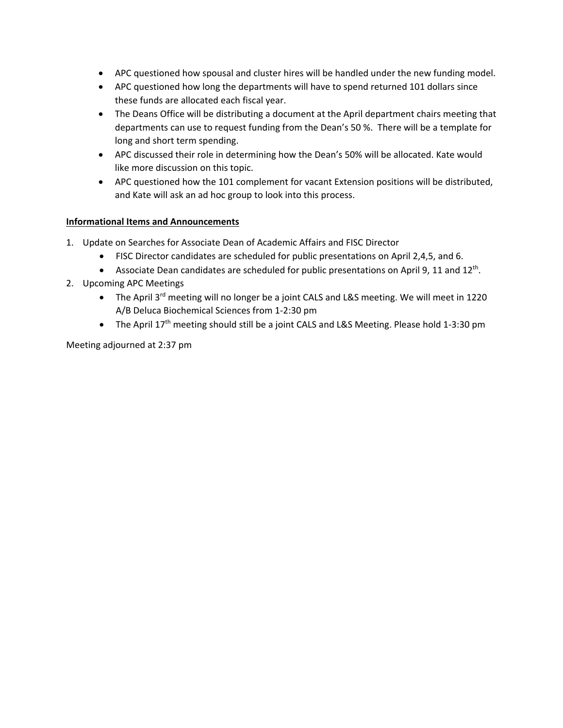- APC questioned how spousal and cluster hires will be handled under the new funding model.
- APC questioned how long the departments will have to spend returned 101 dollars since these funds are allocated each fiscal year.
- The Deans Office will be distributing a document at the April department chairs meeting that departments can use to request funding from the Dean's 50 %. There will be a template for long and short term spending.
- APC discussed their role in determining how the Dean's 50% will be allocated. Kate would like more discussion on this topic.
- APC questioned how the 101 complement for vacant Extension positions will be distributed, and Kate will ask an ad hoc group to look into this process.

**Informational Items and Announcements**

1. Update on Searches for Associate Dean of Academic Affairs and FISC Director
   - FISC Director candidates are scheduled for public presentations on April 2,4,5, and 6.
   - Associate Dean candidates are scheduled for public presentations on April 9, 11 and 12th.
2. Upcoming APC Meetings
   - The April 3rd meeting will no longer be a joint CALS and L&S meeting. We will meet in 1220 A/B Deluca Biochemical Sciences from 1-2:30 pm
   - The April 17th meeting should still be a joint CALS and L&S Meeting. Please hold 1-3:30 pm

Meeting adjourned at 2:37 pm